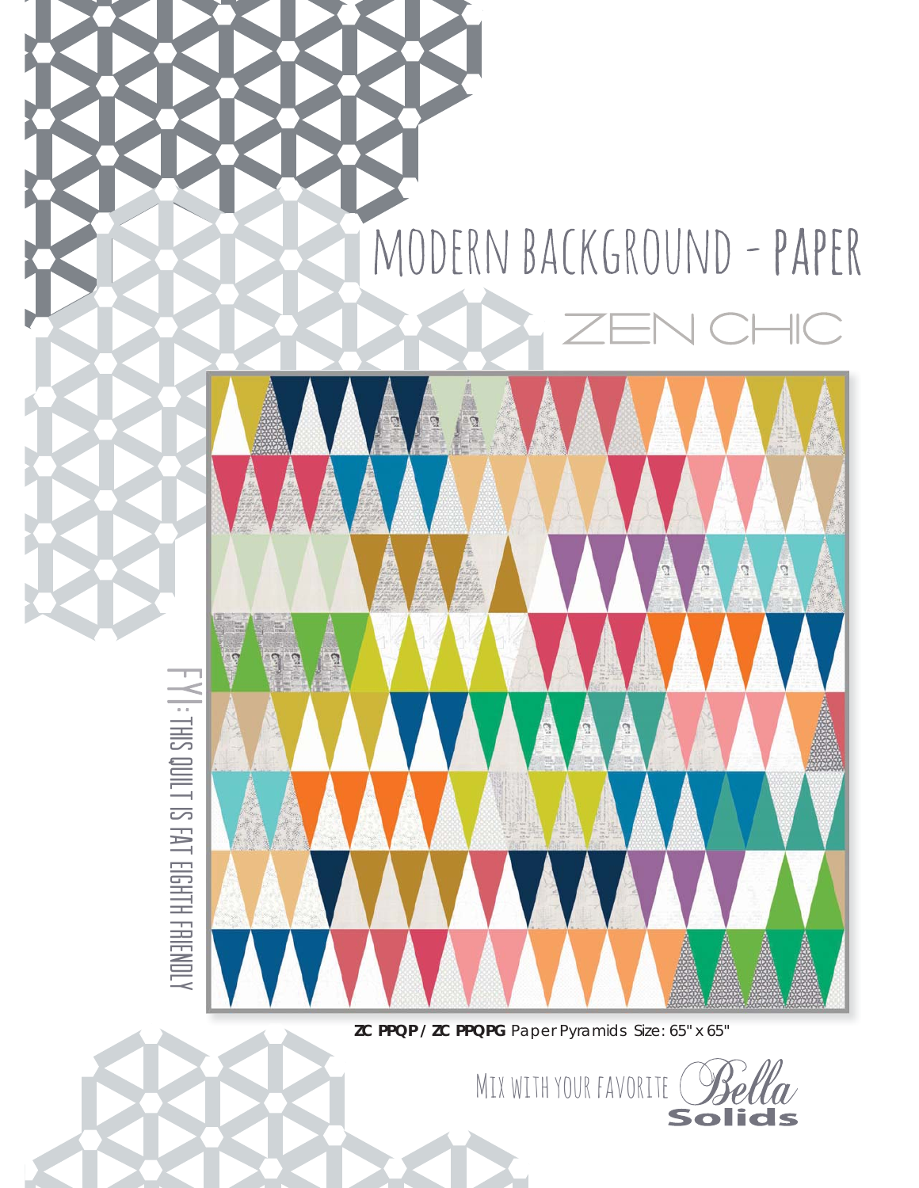# MODERN BACKGROUND - PAPER

ZEN CHIC

FYI: THIS QUILT IS FAT EIGHTH FRIENDLY

**ZC PPQP / ZC PPQPG** Paper Pyramids Size: 65" x 65"

MIX WITH YOUR FAVORITE Bella Solids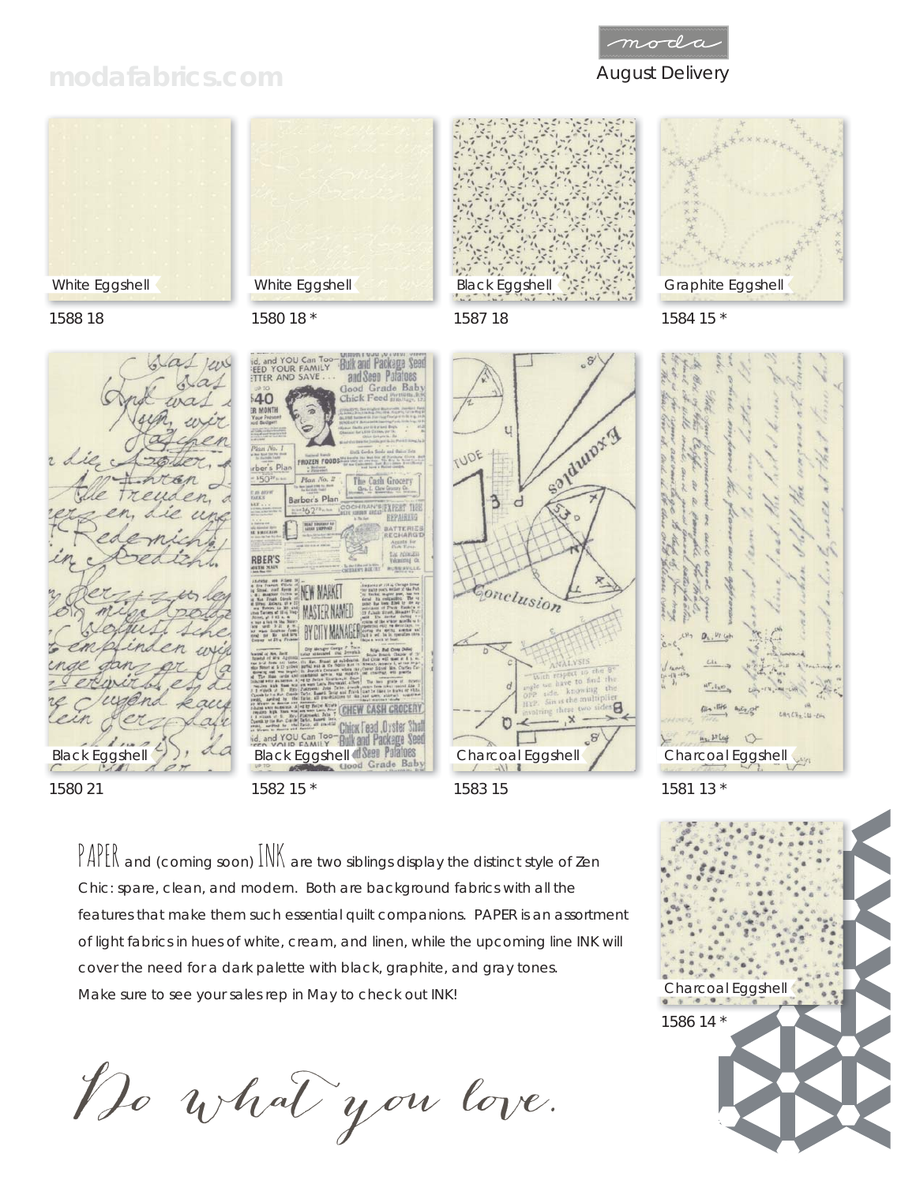modafabrics.com

moda

August Delivery

White Eggshell
1588 18

White Eggshell
1580 18 *

Black Eggshell
1587 18

Graphite Eggshell
1584 15 *

Black Eggshell
1580 21

Black Eggshell
1582 15 *

Charcoal Eggshell
1583 15

Charcoal Eggshell
1581 13 *

PAPER and (coming soon) INK are two siblings display the distinct style of Zen Chic: spare, clean, and modern. Both are background fabrics with all the features that make them such essential quilt companions. PAPER is an assortment of light fabrics in hues of white, cream, and linen, while the upcoming line INK will cover the need for a dark palette with black, graphite, and gray tones. Make sure to see your sales rep in May to check out INK!

Charcoal Eggshell
1586 14 *

*Do what you love.*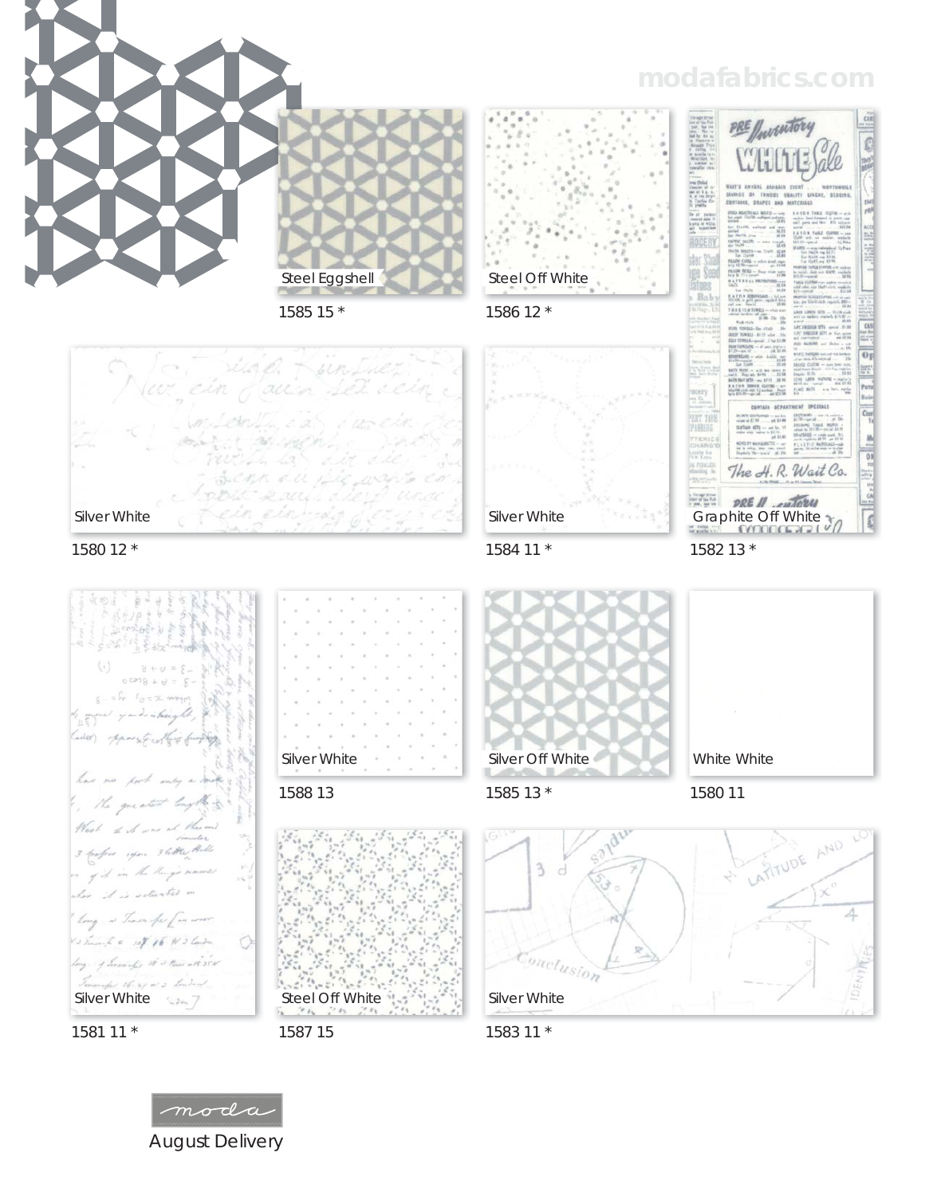modafabrics.com

Steel Eggshell
1585 15 *

Steel Off White
1586 12 *

Silver White
1580 12 *

Silver White
1584 11 *

Graphite Off White
1582 13 *

Silver White
1581 11 *

Silver White
1588 13

Silver Off White
1585 13 *

White White
1580 11

Steel Off White
1587 15

Silver White
1583 11 *

moda
August Delivery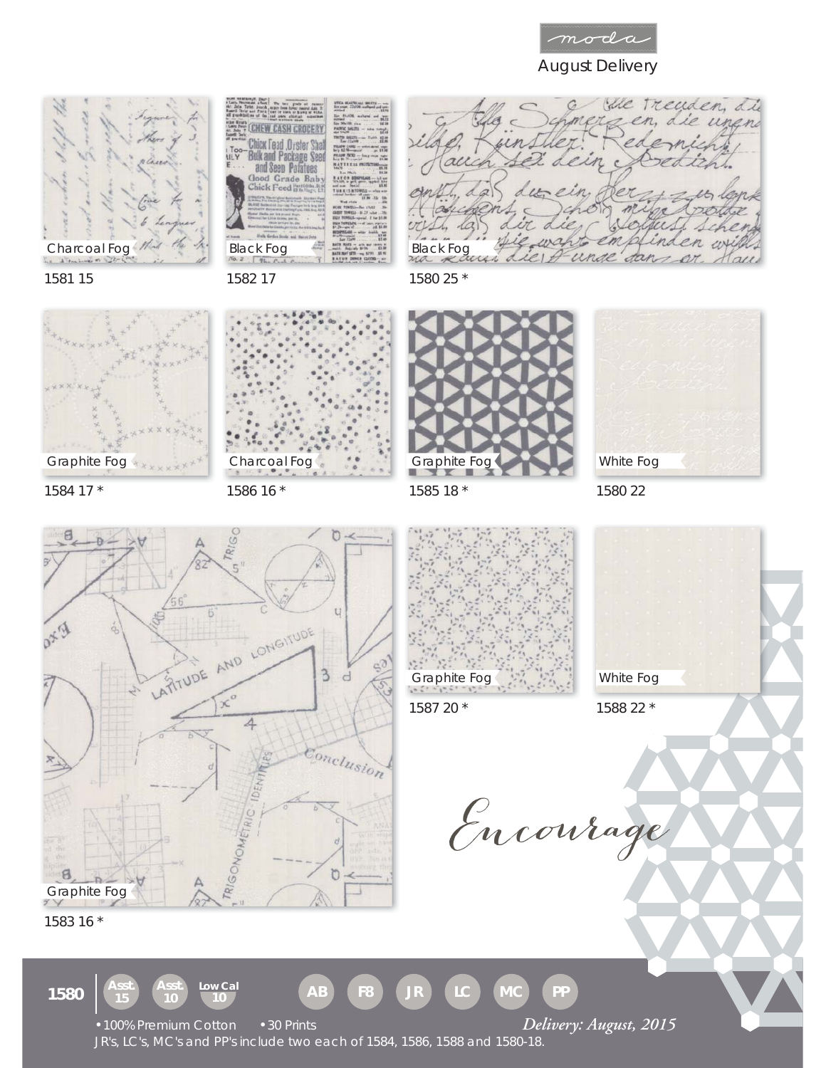moda

August Delivery

Charcoal Fog
1581 15

Black Fog
1582 17

Black Fog
1580 25 *

Graphite Fog
1584 17 *

Charcoal Fog
1586 16 *

Graphite Fog
1585 18 *

White Fog
1580 22

Graphite Fog
1583 16 *

Graphite Fog
1587 20 *

White Fog
1588 22 *

*Encourage*

**1580** | Asst. 15 | Asst. 10 | Low Cal 10 | AB | F8 | JR | LC | MC | PP

• 100% Premium Cotton • 30 Prints

*Delivery: August, 2015*

JR's, LC's, MC's and PP's include two each of 1584, 1586, 1588 and 1580-18.